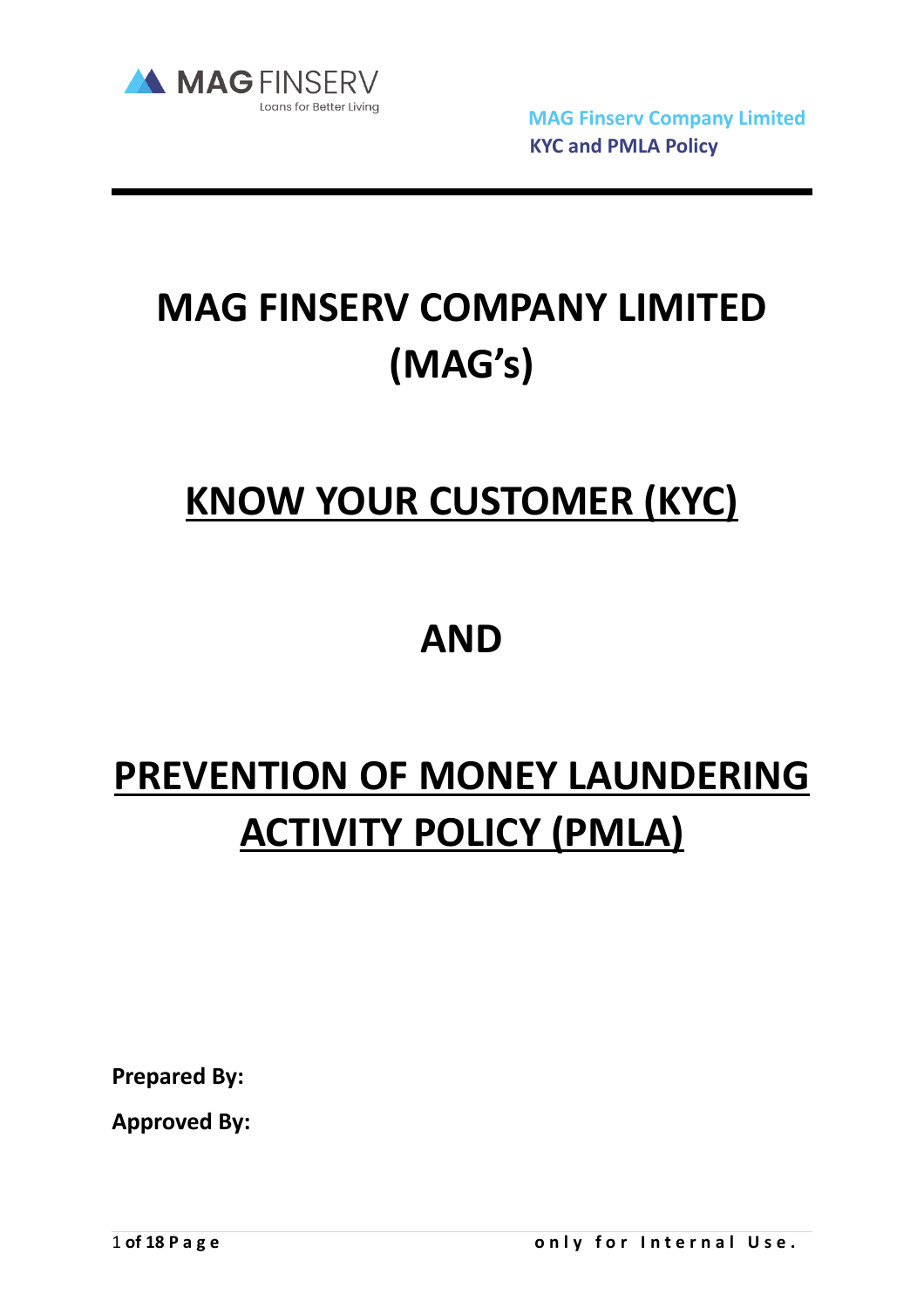# MAG FINSERV COMPANY LIMITED (MAG's)

# KNOW YOUR CUSTOMER (KYC)

# AND

# PREVENTION OF MONEY LAUNDERING ACTIVITY POLICY (PMLA)

**Prepared By:**

**Approved By:**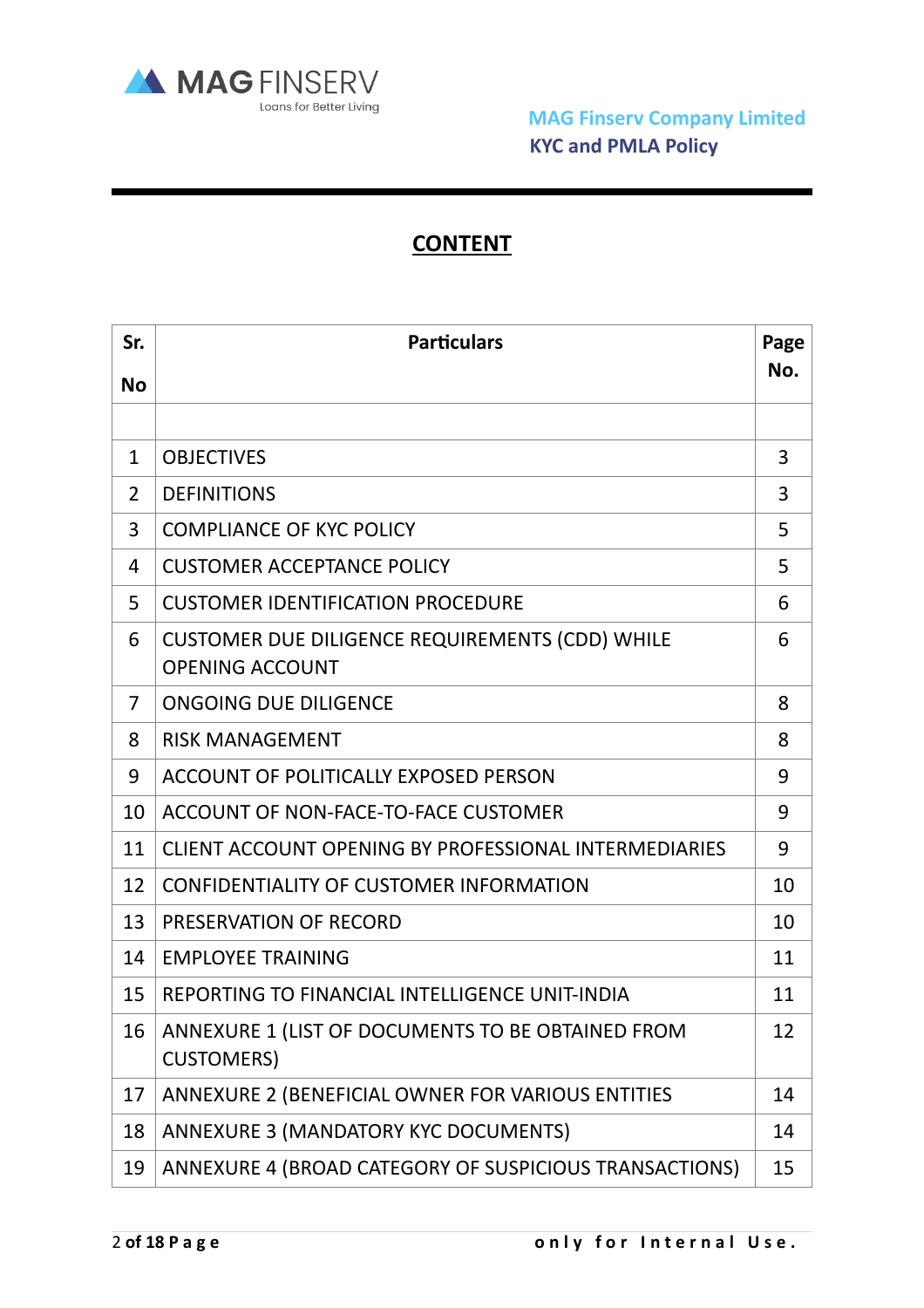# CONTENT

| Sr. No | Particulars | Page No. |
|---|---|---|
| | | |
| 1 | OBJECTIVES | 3 |
| 2 | DEFINITIONS | 3 |
| 3 | COMPLIANCE OF KYC POLICY | 5 |
| 4 | CUSTOMER ACCEPTANCE POLICY | 5 |
| 5 | CUSTOMER IDENTIFICATION PROCEDURE | 6 |
| 6 | CUSTOMER DUE DILIGENCE REQUIREMENTS (CDD) WHILE OPENING ACCOUNT | 6 |
| 7 | ONGOING DUE DILIGENCE | 8 |
| 8 | RISK MANAGEMENT | 8 |
| 9 | ACCOUNT OF POLITICALLY EXPOSED PERSON | 9 |
| 10 | ACCOUNT OF NON-FACE-TO-FACE CUSTOMER | 9 |
| 11 | CLIENT ACCOUNT OPENING BY PROFESSIONAL INTERMEDIARIES | 9 |
| 12 | CONFIDENTIALITY OF CUSTOMER INFORMATION | 10 |
| 13 | PRESERVATION OF RECORD | 10 |
| 14 | EMPLOYEE TRAINING | 11 |
| 15 | REPORTING TO FINANCIAL INTELLIGENCE UNIT-INDIA | 11 |
| 16 | ANNEXURE 1 (LIST OF DOCUMENTS TO BE OBTAINED FROM CUSTOMERS) | 12 |
| 17 | ANNEXURE 2 (BENEFICIAL OWNER FOR VARIOUS ENTITIES | 14 |
| 18 | ANNEXURE 3 (MANDATORY KYC DOCUMENTS) | 14 |
| 19 | ANNEXURE 4 (BROAD CATEGORY OF SUSPICIOUS TRANSACTIONS) | 15 |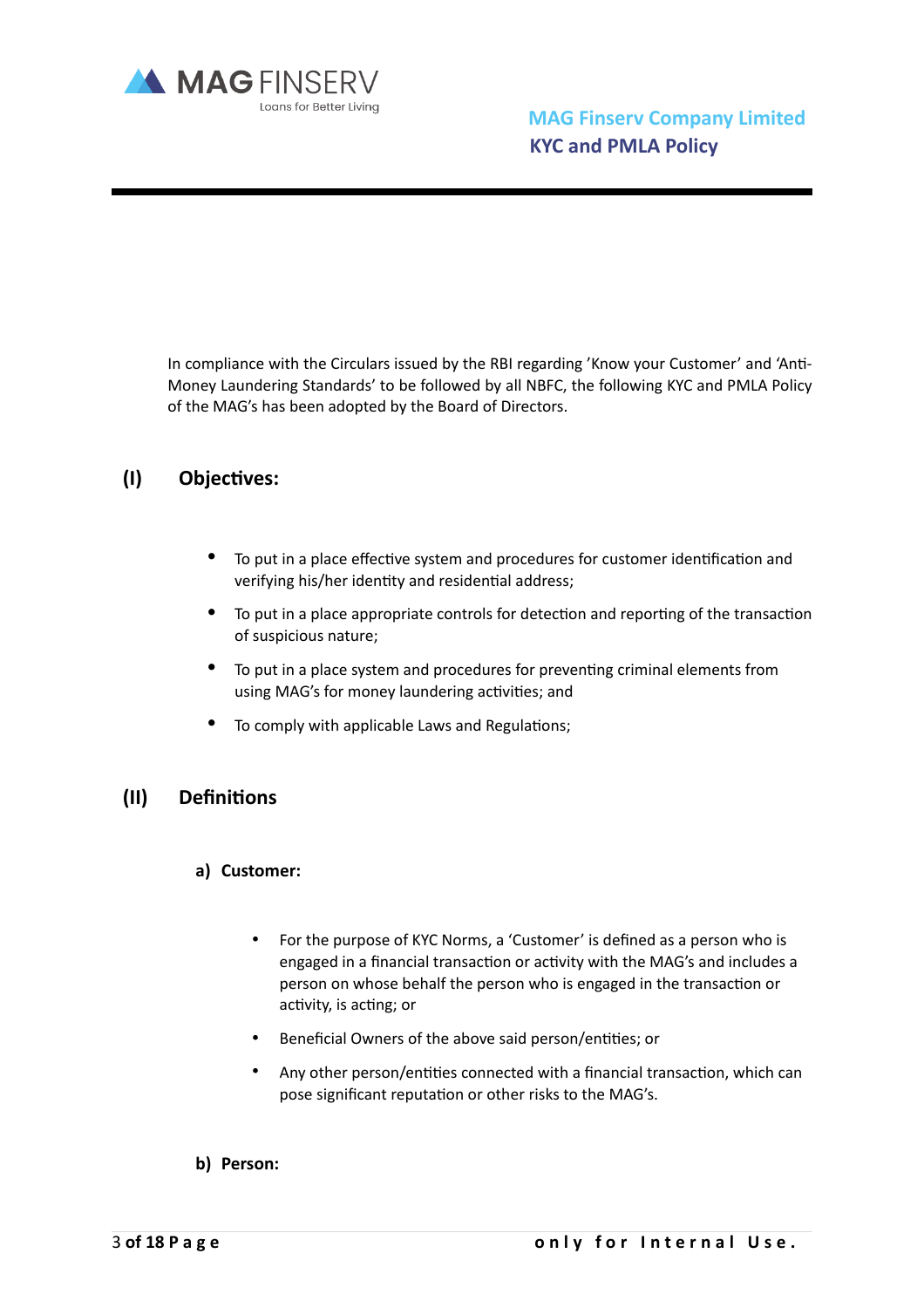In compliance with the Circulars issued by the RBI regarding 'Know your Customer' and 'Anti-Money Laundering Standards' to be followed by all NBFC, the following KYC and PMLA Policy of the MAG's has been adopted by the Board of Directors.

## (I) Objectives:

- To put in a place effective system and procedures for customer identification and verifying his/her identity and residential address;
- To put in a place appropriate controls for detection and reporting of the transaction of suspicious nature;
- To put in a place system and procedures for preventing criminal elements from using MAG's for money laundering activities; and
- To comply with applicable Laws and Regulations;

## (II) Definitions

### a) Customer:

- For the purpose of KYC Norms, a 'Customer' is defined as a person who is engaged in a financial transaction or activity with the MAG's and includes a person on whose behalf the person who is engaged in the transaction or activity, is acting; or
- Beneficial Owners of the above said person/entities; or
- Any other person/entities connected with a financial transaction, which can pose significant reputation or other risks to the MAG's.

### b) Person: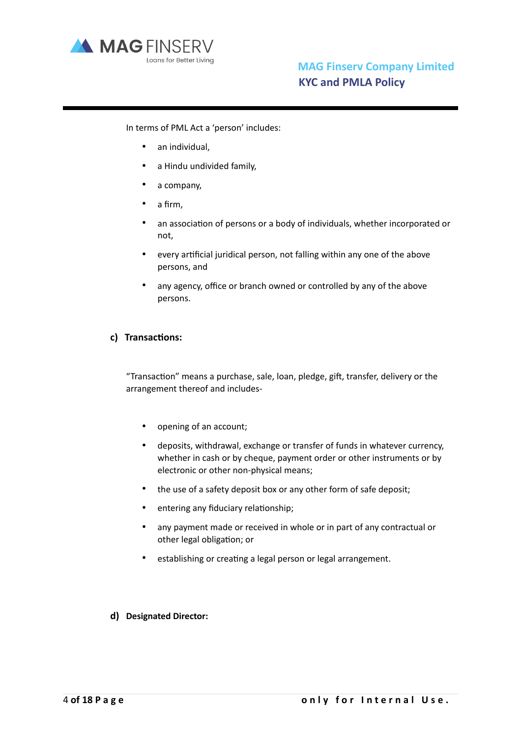In terms of PML Act a 'person' includes:

- an individual,
- a Hindu undivided family,
- a company,
- a firm,
- an association of persons or a body of individuals, whether incorporated or not,
- every artificial juridical person, not falling within any one of the above persons, and
- any agency, office or branch owned or controlled by any of the above persons.

**c) Transactions:**

"Transaction" means a purchase, sale, loan, pledge, gift, transfer, delivery or the arrangement thereof and includes-

- opening of an account;
- deposits, withdrawal, exchange or transfer of funds in whatever currency, whether in cash or by cheque, payment order or other instruments or by electronic or other non-physical means;
- the use of a safety deposit box or any other form of safe deposit;
- entering any fiduciary relationship;
- any payment made or received in whole or in part of any contractual or other legal obligation; or
- establishing or creating a legal person or legal arrangement.

**d) Designated Director:**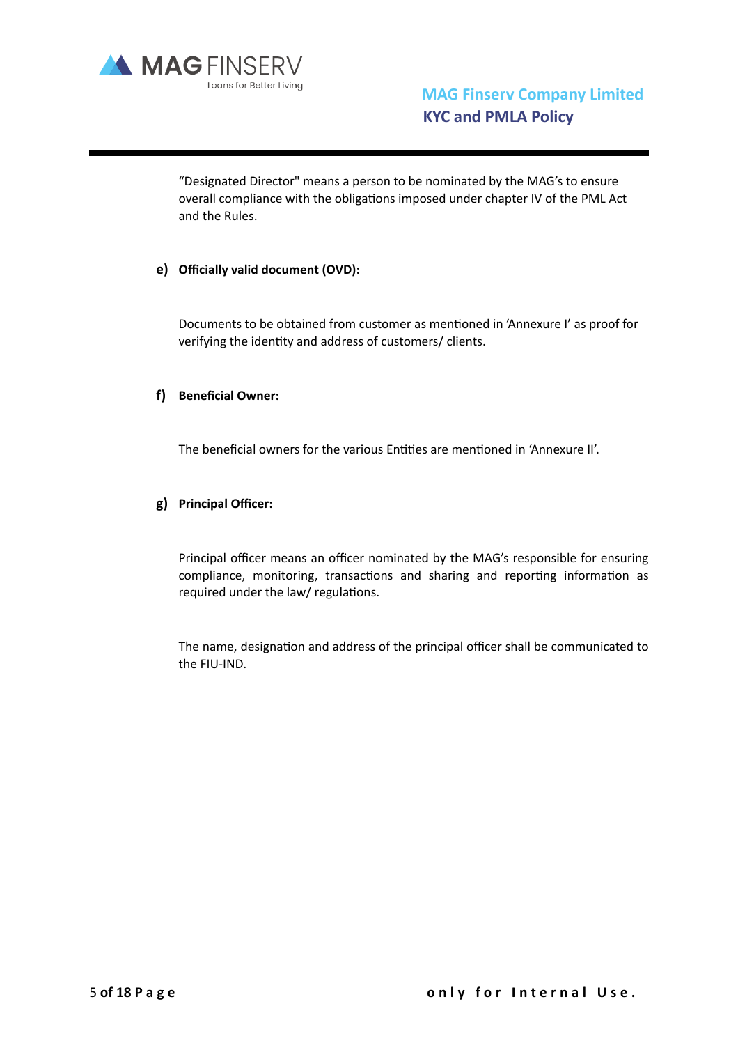"Designated Director" means a person to be nominated by the MAG's to ensure overall compliance with the obligations imposed under chapter IV of the PML Act and the Rules.

**e) Officially valid document (OVD):**

Documents to be obtained from customer as mentioned in 'Annexure I' as proof for verifying the identity and address of customers/ clients.

**f) Beneficial Owner:**

The beneficial owners for the various Entities are mentioned in 'Annexure II'.

**g) Principal Officer:**

Principal officer means an officer nominated by the MAG's responsible for ensuring compliance, monitoring, transactions and sharing and reporting information as required under the law/ regulations.

The name, designation and address of the principal officer shall be communicated to the FIU-IND.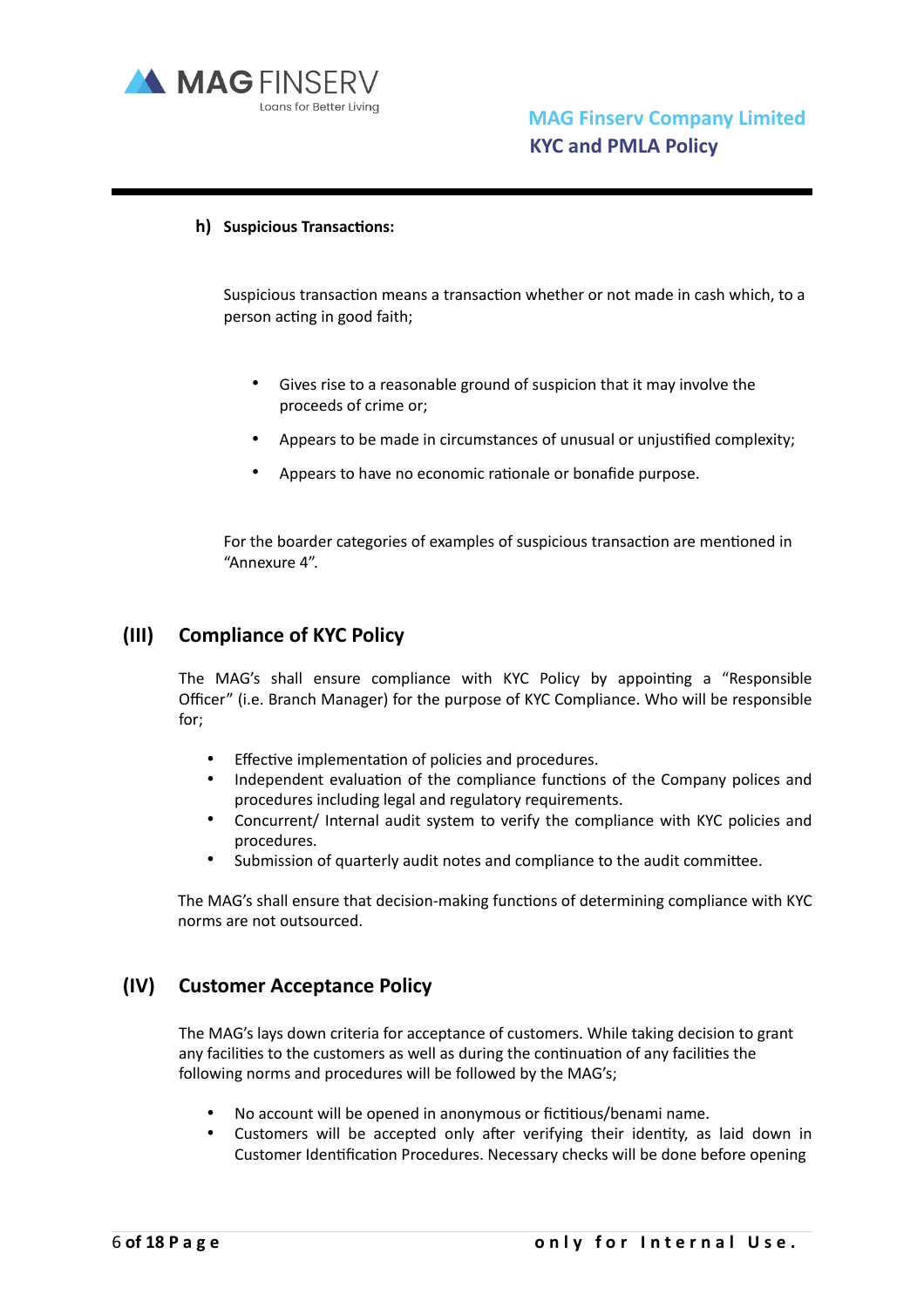**h) Suspicious Transactions:**

Suspicious transaction means a transaction whether or not made in cash which, to a person acting in good faith;

- Gives rise to a reasonable ground of suspicion that it may involve the proceeds of crime or;
- Appears to be made in circumstances of unusual or unjustified complexity;
- Appears to have no economic rationale or bonafide purpose.

For the boarder categories of examples of suspicious transaction are mentioned in "Annexure 4".

## (III) Compliance of KYC Policy

The MAG's shall ensure compliance with KYC Policy by appointing a "Responsible Officer" (i.e. Branch Manager) for the purpose of KYC Compliance. Who will be responsible for;

- Effective implementation of policies and procedures.
- Independent evaluation of the compliance functions of the Company polices and procedures including legal and regulatory requirements.
- Concurrent/ Internal audit system to verify the compliance with KYC policies and procedures.
- Submission of quarterly audit notes and compliance to the audit committee.

The MAG's shall ensure that decision-making functions of determining compliance with KYC norms are not outsourced.

## (IV) Customer Acceptance Policy

The MAG's lays down criteria for acceptance of customers. While taking decision to grant any facilities to the customers as well as during the continuation of any facilities the following norms and procedures will be followed by the MAG's;

- No account will be opened in anonymous or fictitious/benami name.
- Customers will be accepted only after verifying their identity, as laid down in Customer Identification Procedures. Necessary checks will be done before opening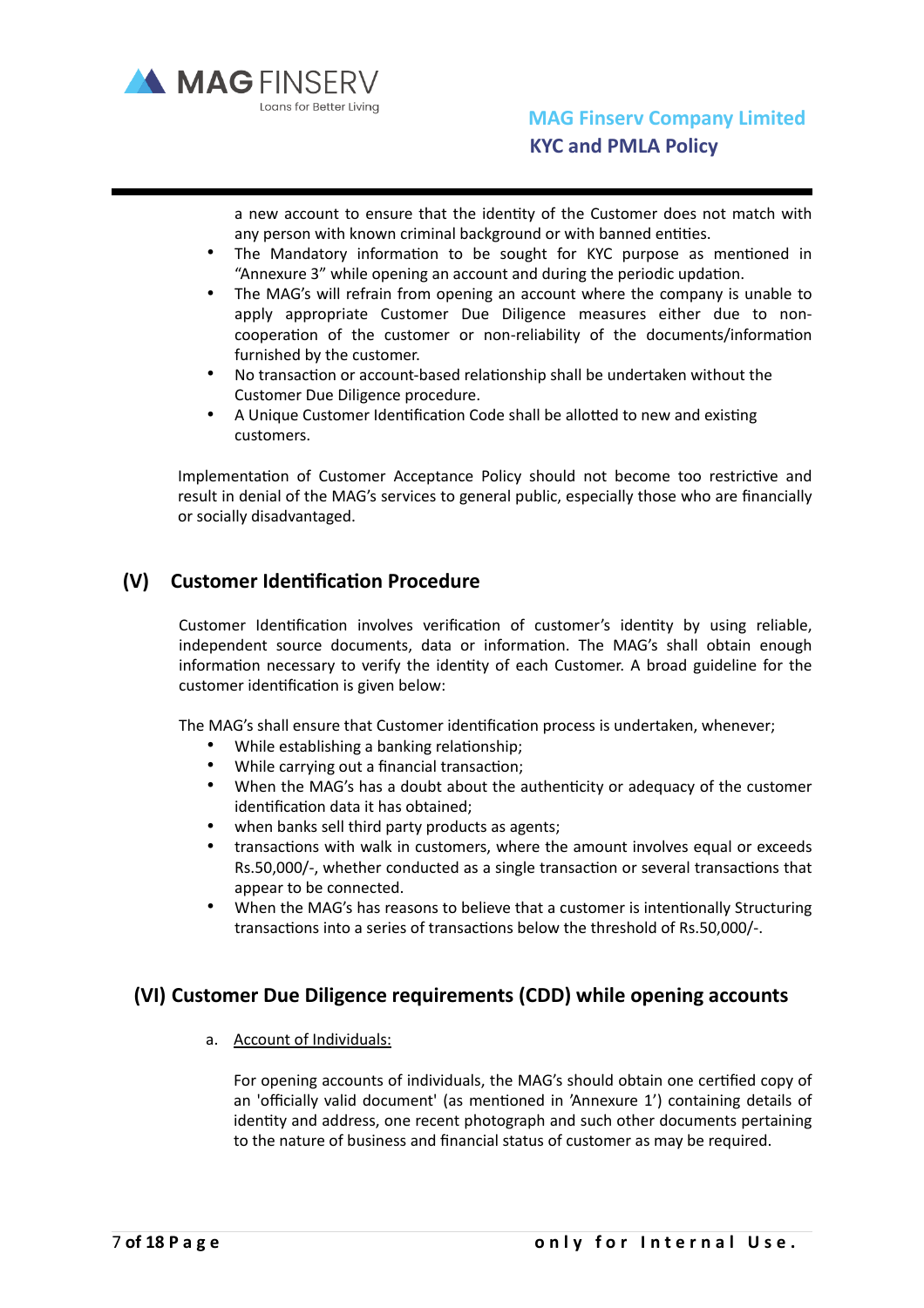a new account to ensure that the identity of the Customer does not match with any person with known criminal background or with banned entities.

- The Mandatory information to be sought for KYC purpose as mentioned in "Annexure 3" while opening an account and during the periodic updation.
- The MAG's will refrain from opening an account where the company is unable to apply appropriate Customer Due Diligence measures either due to non-cooperation of the customer or non-reliability of the documents/information furnished by the customer.
- No transaction or account-based relationship shall be undertaken without the Customer Due Diligence procedure.
- A Unique Customer Identification Code shall be allotted to new and existing customers.

Implementation of Customer Acceptance Policy should not become too restrictive and result in denial of the MAG's services to general public, especially those who are financially or socially disadvantaged.

## (V) Customer Identification Procedure

Customer Identification involves verification of customer's identity by using reliable, independent source documents, data or information. The MAG's shall obtain enough information necessary to verify the identity of each Customer. A broad guideline for the customer identification is given below:

The MAG's shall ensure that Customer identification process is undertaken, whenever;

- While establishing a banking relationship;
- While carrying out a financial transaction;
- When the MAG's has a doubt about the authenticity or adequacy of the customer identification data it has obtained;
- when banks sell third party products as agents;
- transactions with walk in customers, where the amount involves equal or exceeds Rs.50,000/-, whether conducted as a single transaction or several transactions that appear to be connected.
- When the MAG's has reasons to believe that a customer is intentionally Structuring transactions into a series of transactions below the threshold of Rs.50,000/-.

## (VI) Customer Due Diligence requirements (CDD) while opening accounts

a. Account of Individuals:

For opening accounts of individuals, the MAG's should obtain one certified copy of an 'officially valid document' (as mentioned in 'Annexure 1') containing details of identity and address, one recent photograph and such other documents pertaining to the nature of business and financial status of customer as may be required.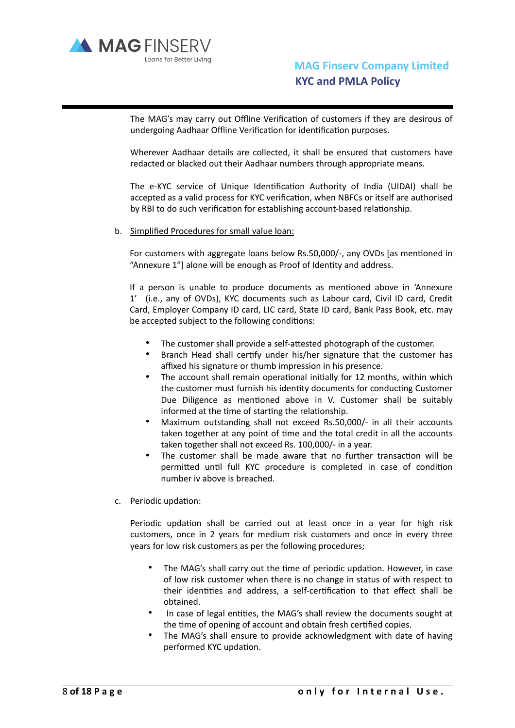The MAG's may carry out Offline Verification of customers if they are desirous of undergoing Aadhaar Offline Verification for identification purposes.

Wherever Aadhaar details are collected, it shall be ensured that customers have redacted or blacked out their Aadhaar numbers through appropriate means.

The e-KYC service of Unique Identification Authority of India (UIDAI) shall be accepted as a valid process for KYC verification, when NBFCs or itself are authorised by RBI to do such verification for establishing account-based relationship.

b. Simplified Procedures for small value loan:

For customers with aggregate loans below Rs.50,000/-, any OVDs [as mentioned in "Annexure 1"] alone will be enough as Proof of Identity and address.

If a person is unable to produce documents as mentioned above in 'Annexure 1' (i.e., any of OVDs), KYC documents such as Labour card, Civil ID card, Credit Card, Employer Company ID card, LIC card, State ID card, Bank Pass Book, etc. may be accepted subject to the following conditions:

- The customer shall provide a self-attested photograph of the customer.
- Branch Head shall certify under his/her signature that the customer has affixed his signature or thumb impression in his presence.
- The account shall remain operational initially for 12 months, within which the customer must furnish his identity documents for conducting Customer Due Diligence as mentioned above in V. Customer shall be suitably informed at the time of starting the relationship.
- Maximum outstanding shall not exceed Rs.50,000/- in all their accounts taken together at any point of time and the total credit in all the accounts taken together shall not exceed Rs. 100,000/- in a year.
- The customer shall be made aware that no further transaction will be permitted until full KYC procedure is completed in case of condition number iv above is breached.

c. Periodic updation:

Periodic updation shall be carried out at least once in a year for high risk customers, once in 2 years for medium risk customers and once in every three years for low risk customers as per the following procedures;

- The MAG's shall carry out the time of periodic updation. However, in case of low risk customer when there is no change in status of with respect to their identities and address, a self-certification to that effect shall be obtained.
- In case of legal entities, the MAG's shall review the documents sought at the time of opening of account and obtain fresh certified copies.
- The MAG's shall ensure to provide acknowledgment with date of having performed KYC updation.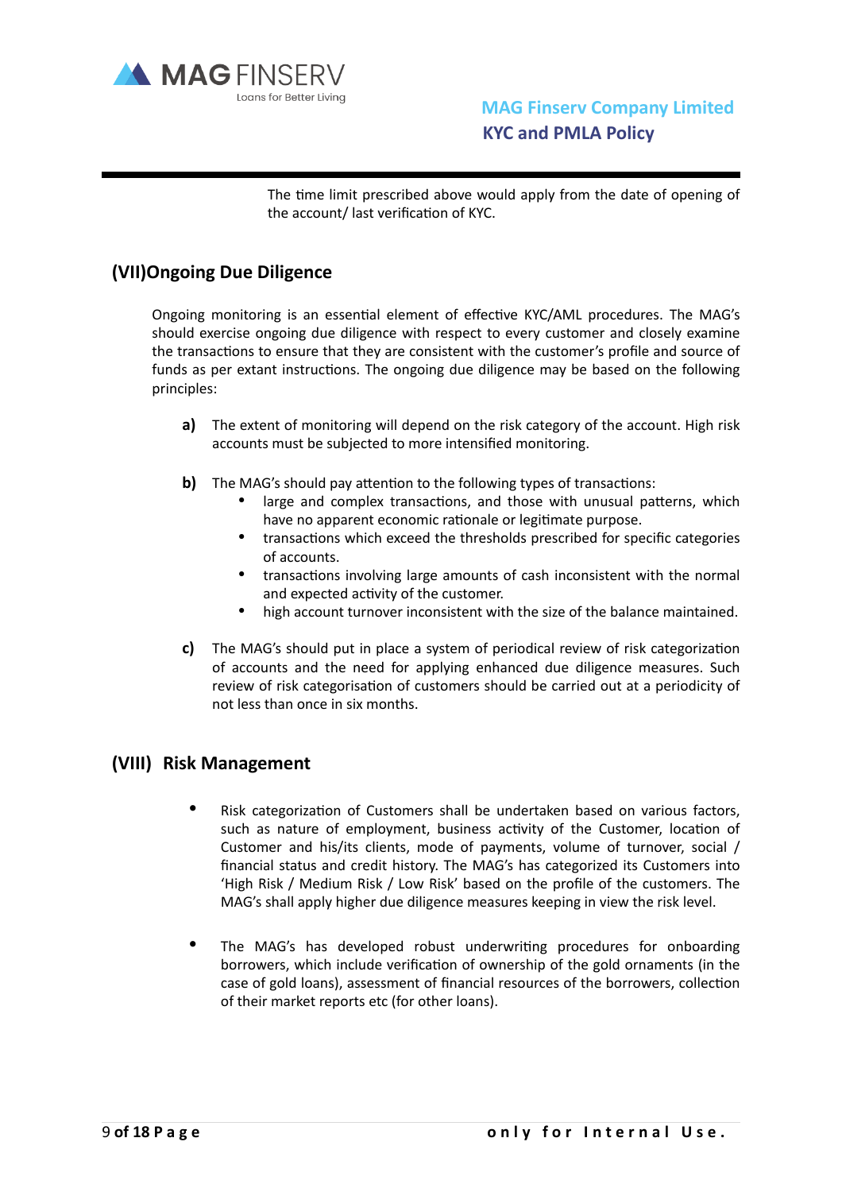The time limit prescribed above would apply from the date of opening of the account/ last verification of KYC.

## (VII)Ongoing Due Diligence

Ongoing monitoring is an essential element of effective KYC/AML procedures. The MAG's should exercise ongoing due diligence with respect to every customer and closely examine the transactions to ensure that they are consistent with the customer's profile and source of funds as per extant instructions. The ongoing due diligence may be based on the following principles:

**a)** The extent of monitoring will depend on the risk category of the account. High risk accounts must be subjected to more intensified monitoring.

**b)** The MAG's should pay attention to the following types of transactions:

- large and complex transactions, and those with unusual patterns, which have no apparent economic rationale or legitimate purpose.
- transactions which exceed the thresholds prescribed for specific categories of accounts.
- transactions involving large amounts of cash inconsistent with the normal and expected activity of the customer.
- high account turnover inconsistent with the size of the balance maintained.

**c)** The MAG's should put in place a system of periodical review of risk categorization of accounts and the need for applying enhanced due diligence measures. Such review of risk categorisation of customers should be carried out at a periodicity of not less than once in six months.

## (VIII) Risk Management

- Risk categorization of Customers shall be undertaken based on various factors, such as nature of employment, business activity of the Customer, location of Customer and his/its clients, mode of payments, volume of turnover, social / financial status and credit history. The MAG's has categorized its Customers into 'High Risk / Medium Risk / Low Risk' based on the profile of the customers. The MAG's shall apply higher due diligence measures keeping in view the risk level.

- The MAG's has developed robust underwriting procedures for onboarding borrowers, which include verification of ownership of the gold ornaments (in the case of gold loans), assessment of financial resources of the borrowers, collection of their market reports etc (for other loans).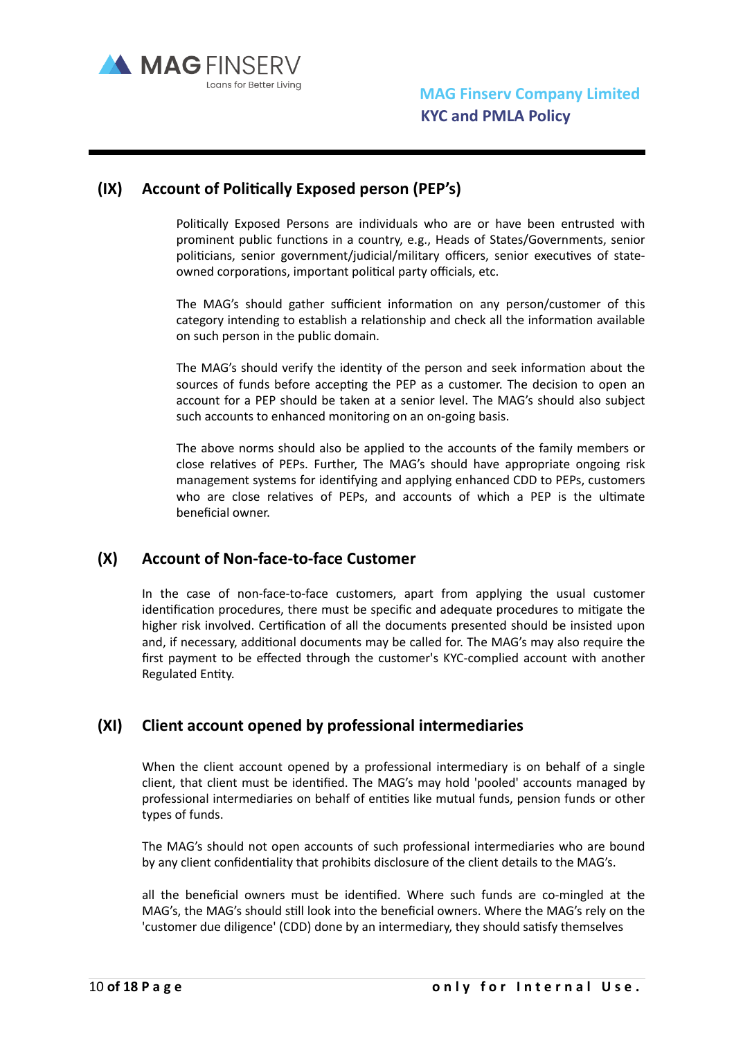## (IX) Account of Politically Exposed person (PEP's)

Politically Exposed Persons are individuals who are or have been entrusted with prominent public functions in a country, e.g., Heads of States/Governments, senior politicians, senior government/judicial/military officers, senior executives of state-owned corporations, important political party officials, etc.

The MAG's should gather sufficient information on any person/customer of this category intending to establish a relationship and check all the information available on such person in the public domain.

The MAG's should verify the identity of the person and seek information about the sources of funds before accepting the PEP as a customer. The decision to open an account for a PEP should be taken at a senior level. The MAG's should also subject such accounts to enhanced monitoring on an on-going basis.

The above norms should also be applied to the accounts of the family members or close relatives of PEPs. Further, The MAG's should have appropriate ongoing risk management systems for identifying and applying enhanced CDD to PEPs, customers who are close relatives of PEPs, and accounts of which a PEP is the ultimate beneficial owner.

## (X) Account of Non-face-to-face Customer

In the case of non-face-to-face customers, apart from applying the usual customer identification procedures, there must be specific and adequate procedures to mitigate the higher risk involved. Certification of all the documents presented should be insisted upon and, if necessary, additional documents may be called for. The MAG's may also require the first payment to be effected through the customer's KYC-complied account with another Regulated Entity.

## (XI) Client account opened by professional intermediaries

When the client account opened by a professional intermediary is on behalf of a single client, that client must be identified. The MAG's may hold 'pooled' accounts managed by professional intermediaries on behalf of entities like mutual funds, pension funds or other types of funds.

The MAG's should not open accounts of such professional intermediaries who are bound by any client confidentiality that prohibits disclosure of the client details to the MAG's.

all the beneficial owners must be identified. Where such funds are co-mingled at the MAG's, the MAG's should still look into the beneficial owners. Where the MAG's rely on the 'customer due diligence' (CDD) done by an intermediary, they should satisfy themselves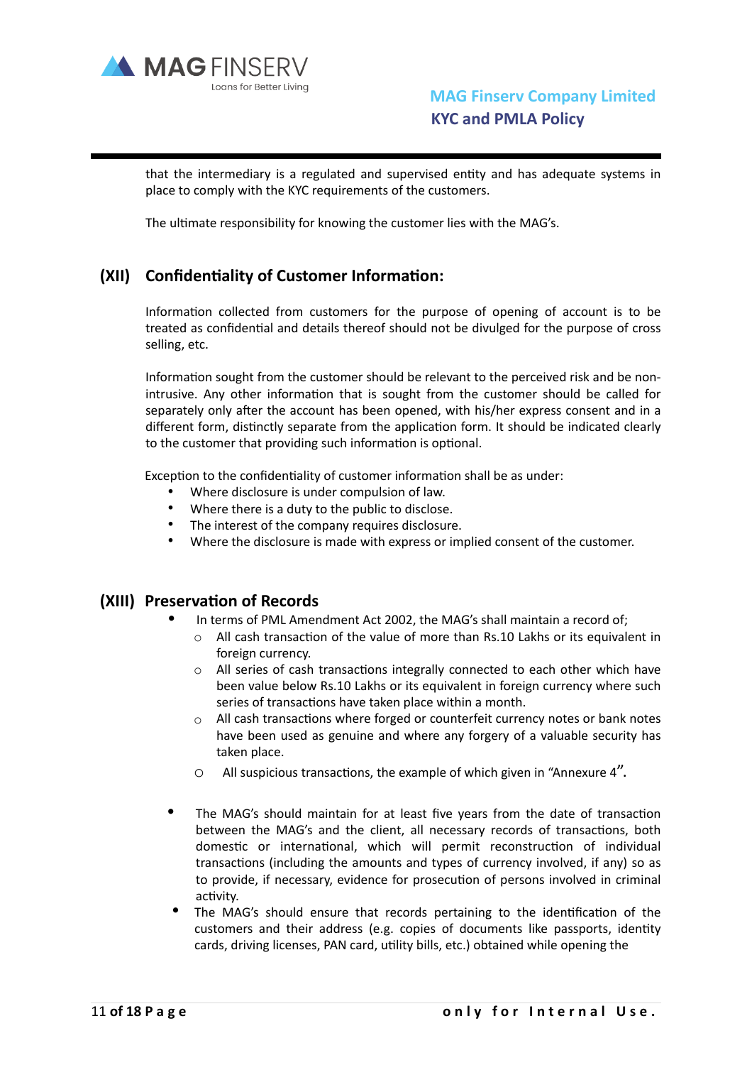that the intermediary is a regulated and supervised entity and has adequate systems in place to comply with the KYC requirements of the customers.

The ultimate responsibility for knowing the customer lies with the MAG's.

## (XII) Confidentiality of Customer Information:

Information collected from customers for the purpose of opening of account is to be treated as confidential and details thereof should not be divulged for the purpose of cross selling, etc.

Information sought from the customer should be relevant to the perceived risk and be non-intrusive. Any other information that is sought from the customer should be called for separately only after the account has been opened, with his/her express consent and in a different form, distinctly separate from the application form. It should be indicated clearly to the customer that providing such information is optional.

Exception to the confidentiality of customer information shall be as under:

- Where disclosure is under compulsion of law.
- Where there is a duty to the public to disclose.
- The interest of the company requires disclosure.
- Where the disclosure is made with express or implied consent of the customer.

## (XIII) Preservation of Records

- In terms of PML Amendment Act 2002, the MAG's shall maintain a record of;
  - All cash transaction of the value of more than Rs.10 Lakhs or its equivalent in foreign currency.
  - All series of cash transactions integrally connected to each other which have been value below Rs.10 Lakhs or its equivalent in foreign currency where such series of transactions have taken place within a month.
  - All cash transactions where forged or counterfeit currency notes or bank notes have been used as genuine and where any forgery of a valuable security has taken place.
  - All suspicious transactions, the example of which given in "Annexure 4".

- The MAG's should maintain for at least five years from the date of transaction between the MAG's and the client, all necessary records of transactions, both domestic or international, which will permit reconstruction of individual transactions (including the amounts and types of currency involved, if any) so as to provide, if necessary, evidence for prosecution of persons involved in criminal activity.
- The MAG's should ensure that records pertaining to the identification of the customers and their address (e.g. copies of documents like passports, identity cards, driving licenses, PAN card, utility bills, etc.) obtained while opening the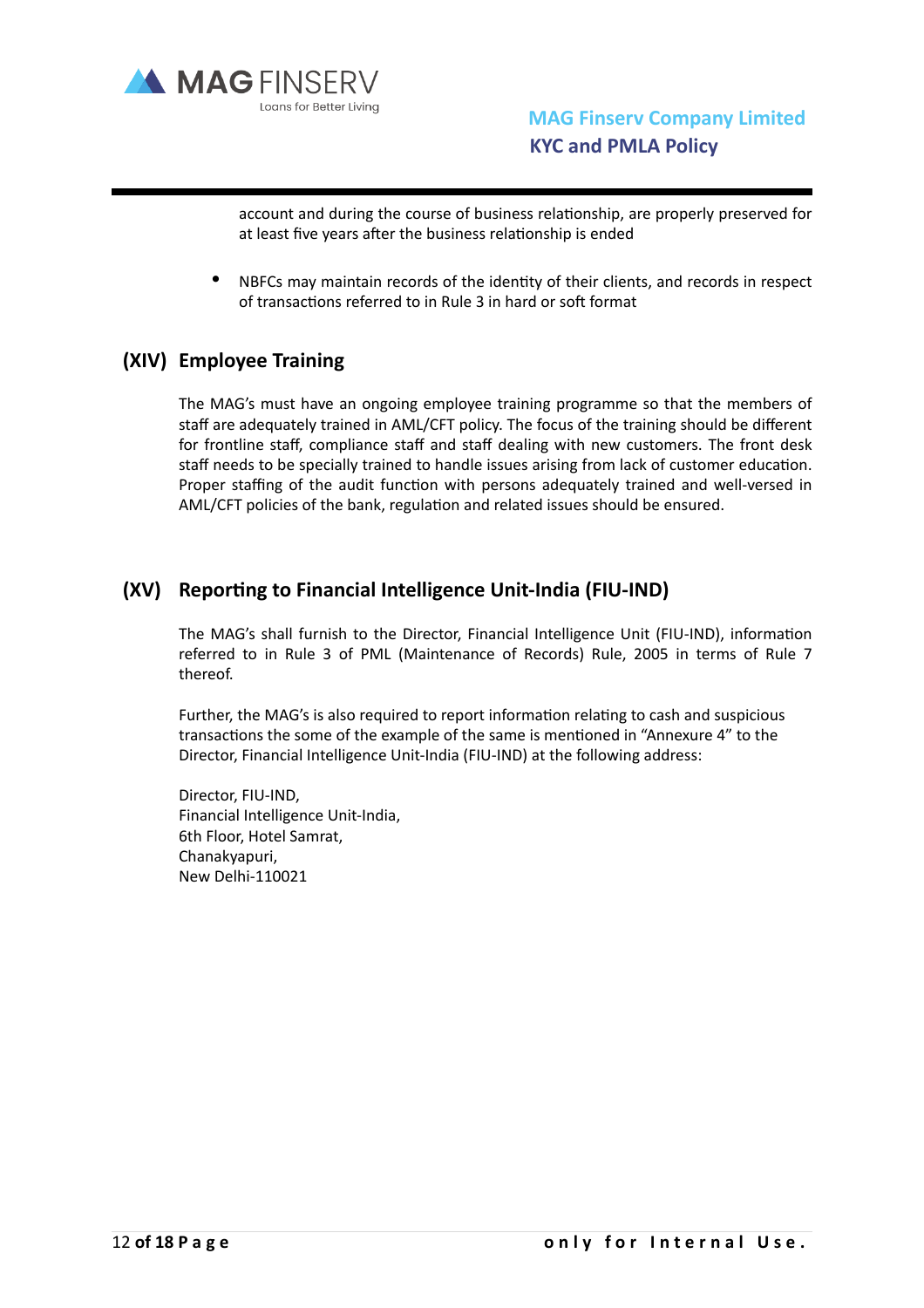account and during the course of business relationship, are properly preserved for at least five years after the business relationship is ended

- NBFCs may maintain records of the identity of their clients, and records in respect of transactions referred to in Rule 3 in hard or soft format

## (XIV) Employee Training

The MAG's must have an ongoing employee training programme so that the members of staff are adequately trained in AML/CFT policy. The focus of the training should be different for frontline staff, compliance staff and staff dealing with new customers. The front desk staff needs to be specially trained to handle issues arising from lack of customer education. Proper staffing of the audit function with persons adequately trained and well-versed in AML/CFT policies of the bank, regulation and related issues should be ensured.

## (XV) Reporting to Financial Intelligence Unit-India (FIU-IND)

The MAG's shall furnish to the Director, Financial Intelligence Unit (FIU-IND), information referred to in Rule 3 of PML (Maintenance of Records) Rule, 2005 in terms of Rule 7 thereof.

Further, the MAG's is also required to report information relating to cash and suspicious transactions the some of the example of the same is mentioned in "Annexure 4" to the Director, Financial Intelligence Unit-India (FIU-IND) at the following address:

Director, FIU-IND,
Financial Intelligence Unit-India,
6th Floor, Hotel Samrat,
Chanakyapuri,
New Delhi-110021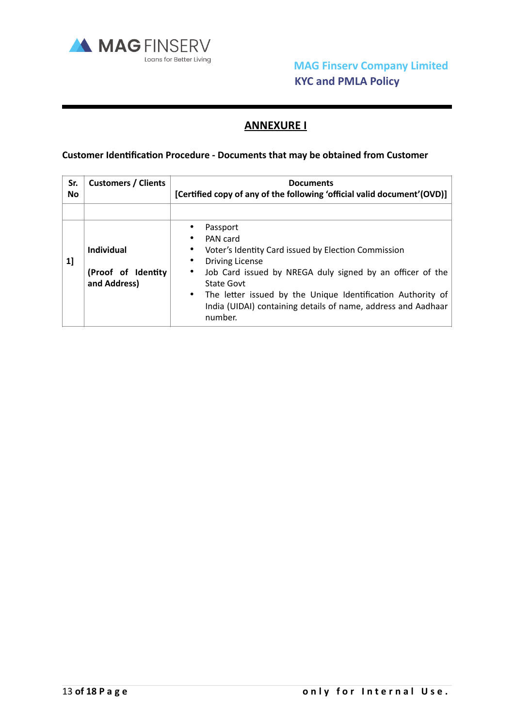## ANNEXURE I

**Customer Identification Procedure - Documents that may be obtained from Customer**

| Sr. No | Customers / Clients | Documents [Certified copy of any of the following 'official valid document'(OVD)] |
|---|---|---|
| | | |
| 1] | **Individual** <br><br> **(Proof of Identity and Address)** | • Passport <br> • PAN card <br> • Voter's Identity Card issued by Election Commission <br> • Driving License <br> • Job Card issued by NREGA duly signed by an officer of the State Govt <br> • The letter issued by the Unique Identification Authority of India (UIDAI) containing details of name, address and Aadhaar number. |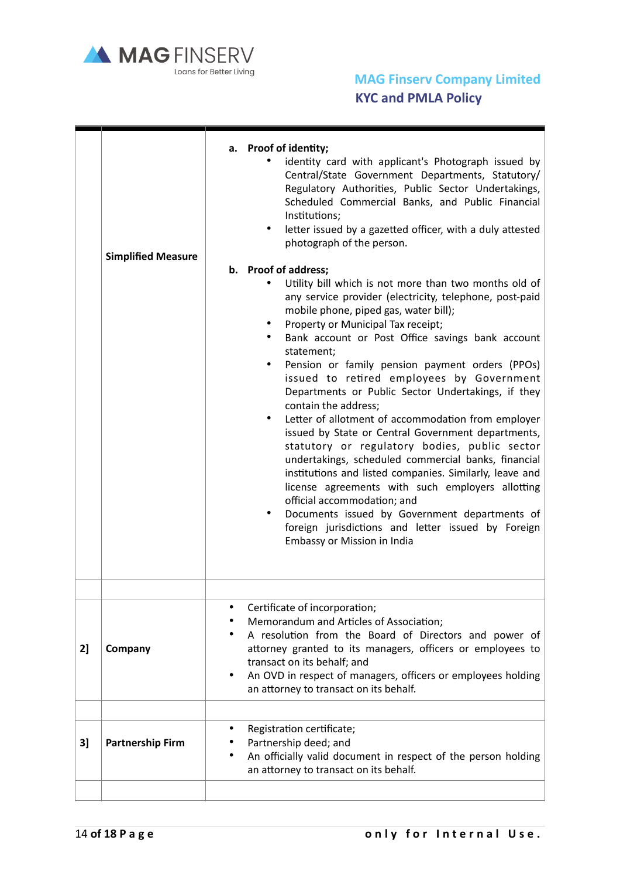| | | |
|---|---|---|
| | **Simplified Measure** | **a. Proof of identity;**<br>• identity card with applicant's Photograph issued by Central/State Government Departments, Statutory/ Regulatory Authorities, Public Sector Undertakings, Scheduled Commercial Banks, and Public Financial Institutions;<br>• letter issued by a gazetted officer, with a duly attested photograph of the person.<br><br>**b. Proof of address;**<br>• Utility bill which is not more than two months old of any service provider (electricity, telephone, post-paid mobile phone, piped gas, water bill);<br>• Property or Municipal Tax receipt;<br>• Bank account or Post Office savings bank account statement;<br>• Pension or family pension payment orders (PPOs) issued to retired employees by Government Departments or Public Sector Undertakings, if they contain the address;<br>• Letter of allotment of accommodation from employer issued by State or Central Government departments, statutory or regulatory bodies, public sector undertakings, scheduled commercial banks, financial institutions and listed companies. Similarly, leave and license agreements with such employers allotting official accommodation; and<br>• Documents issued by Government departments of foreign jurisdictions and letter issued by Foreign Embassy or Mission in India |
| | | |
| **2]** | **Company** | • Certificate of incorporation;<br>• Memorandum and Articles of Association;<br>• A resolution from the Board of Directors and power of attorney granted to its managers, officers or employees to transact on its behalf; and<br>• An OVD in respect of managers, officers or employees holding an attorney to transact on its behalf. |
| | | |
| **3]** | **Partnership Firm** | • Registration certificate;<br>• Partnership deed; and<br>• An officially valid document in respect of the person holding an attorney to transact on its behalf. |
| | | |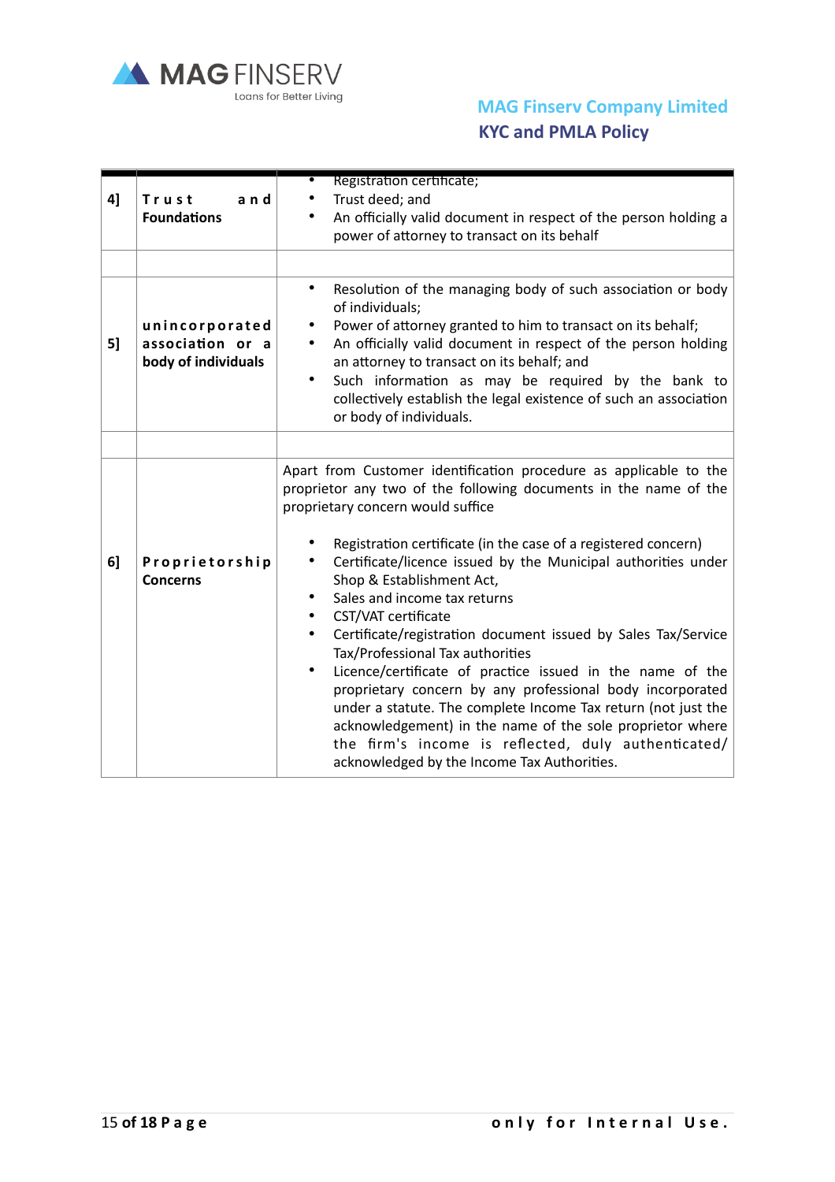| | | |
|---|---|---|
| 4] | **Trust and Foundations** | • Registration certificate;<br>• Trust deed; and<br>• An officially valid document in respect of the person holding a power of attorney to transact on its behalf |
| | | |
| 5] | **unincorporated association or a body of individuals** | • Resolution of the managing body of such association or body of individuals;<br>• Power of attorney granted to him to transact on its behalf;<br>• An officially valid document in respect of the person holding an attorney to transact on its behalf; and<br>• Such information as may be required by the bank to collectively establish the legal existence of such an association or body of individuals. |
| | | |
| 6] | **Proprietorship Concerns** | Apart from Customer identification procedure as applicable to the proprietor any two of the following documents in the name of the proprietary concern would suffice<br><br>• Registration certificate (in the case of a registered concern)<br>• Certificate/licence issued by the Municipal authorities under Shop & Establishment Act,<br>• Sales and income tax returns<br>• CST/VAT certificate<br>• Certificate/registration document issued by Sales Tax/Service Tax/Professional Tax authorities<br>• Licence/certificate of practice issued in the name of the proprietary concern by any professional body incorporated under a statute. The complete Income Tax return (not just the acknowledgement) in the name of the sole proprietor where the firm's income is reflected, duly authenticated/ acknowledged by the Income Tax Authorities. |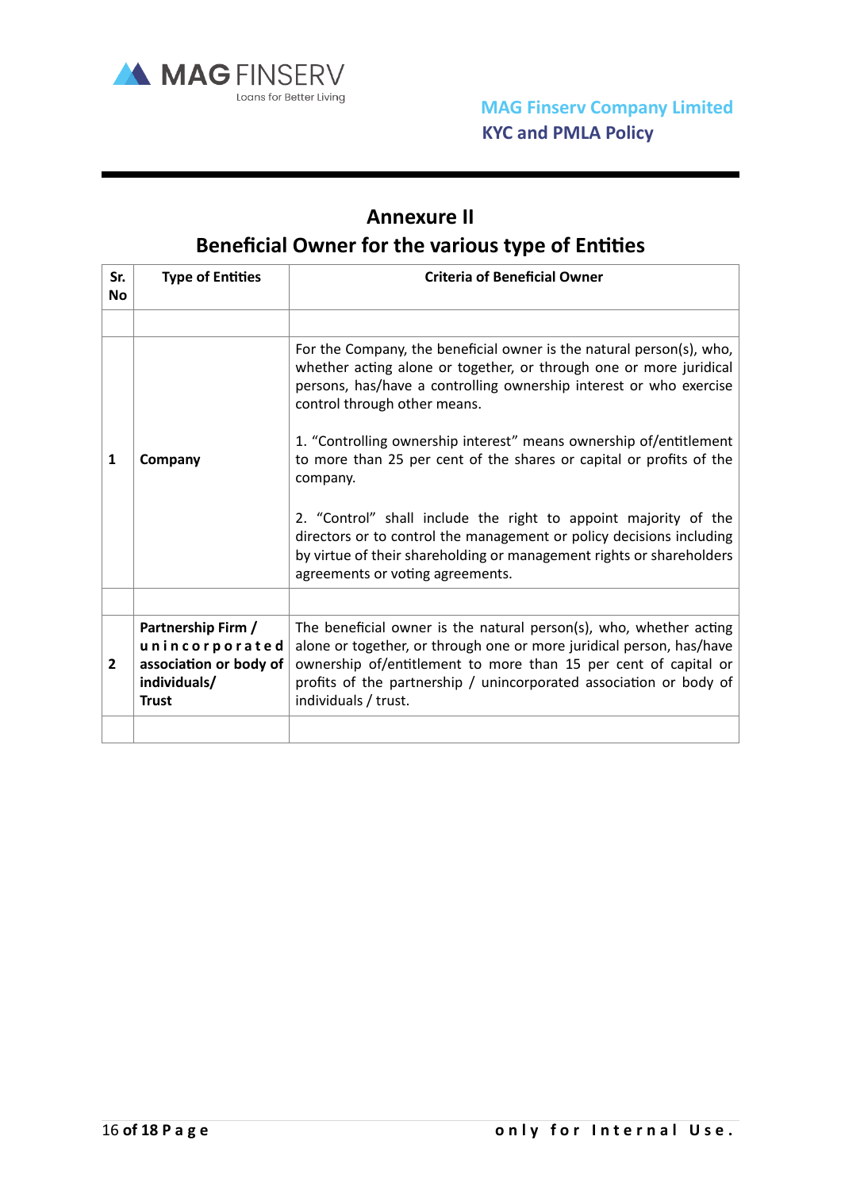# Annexure II

## Beneficial Owner for the various type of Entities

| Sr. No | Type of Entities | Criteria of Beneficial Owner |
|---|---|---|
| | | |
| 1 | **Company** | For the Company, the beneficial owner is the natural person(s), who, whether acting alone or together, or through one or more juridical persons, has/have a controlling ownership interest or who exercise control through other means.<br><br>1. "Controlling ownership interest" means ownership of/entitlement to more than 25 per cent of the shares or capital or profits of the company.<br><br>2. "Control" shall include the right to appoint majority of the directors or to control the management or policy decisions including by virtue of their shareholding or management rights or shareholders agreements or voting agreements. |
| | | |
| 2 | **Partnership Firm / unincorporated association or body of individuals/ Trust** | The beneficial owner is the natural person(s), who, whether acting alone or together, or through one or more juridical person, has/have ownership of/entitlement to more than 15 per cent of capital or profits of the partnership / unincorporated association or body of individuals / trust. |
| | | |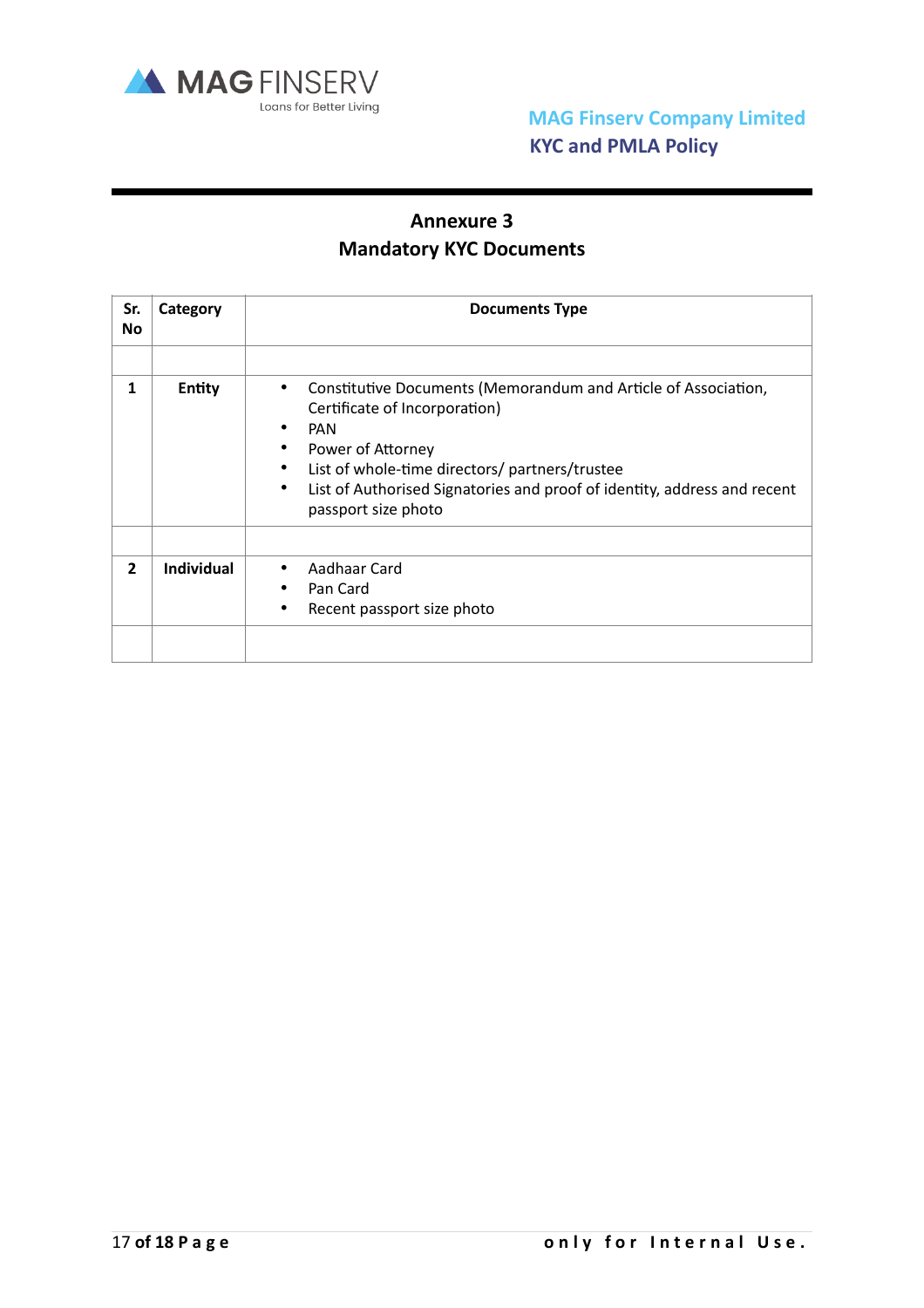# Annexure 3
## Mandatory KYC Documents

| Sr. No | Category | Documents Type |
|---|---|---|
| | | |
| 1 | Entity | • Constitutive Documents (Memorandum and Article of Association, Certificate of Incorporation)<br>• PAN<br>• Power of Attorney<br>• List of whole-time directors/ partners/trustee<br>• List of Authorised Signatories and proof of identity, address and recent passport size photo |
| | | |
| 2 | Individual | • Aadhaar Card<br>• Pan Card<br>• Recent passport size photo |
| | | |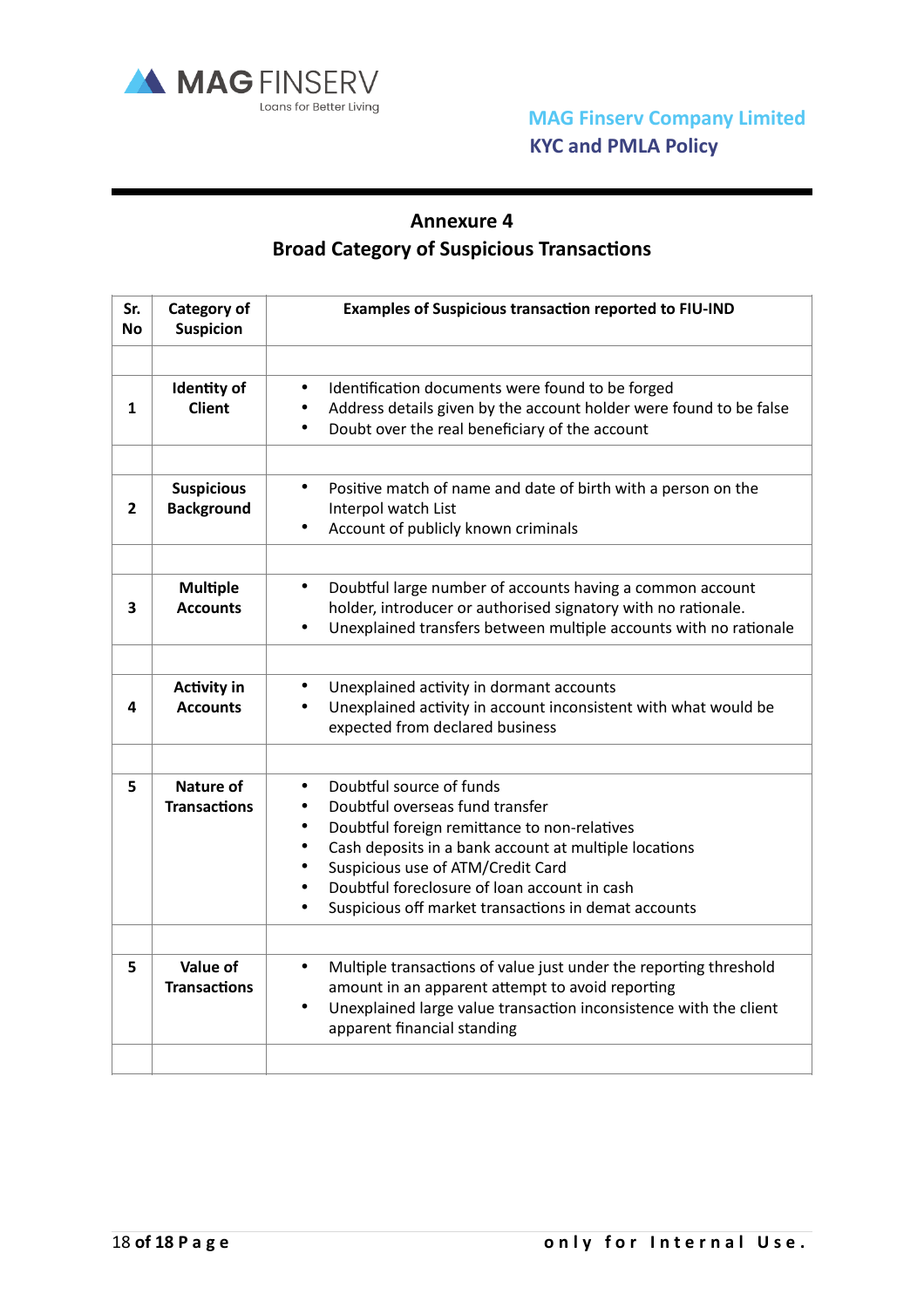## Annexure 4

## Broad Category of Suspicious Transactions

| Sr. No | Category of Suspicion | Examples of Suspicious transaction reported to FIU-IND |
|---|---|---|
| | | |
| 1 | **Identity of Client** | • Identification documents were found to be forged<br>• Address details given by the account holder were found to be false<br>• Doubt over the real beneficiary of the account |
| | | |
| 2 | **Suspicious Background** | • Positive match of name and date of birth with a person on the Interpol watch List<br>• Account of publicly known criminals |
| | | |
| 3 | **Multiple Accounts** | • Doubtful large number of accounts having a common account holder, introducer or authorised signatory with no rationale.<br>• Unexplained transfers between multiple accounts with no rationale |
| | | |
| 4 | **Activity in Accounts** | • Unexplained activity in dormant accounts<br>• Unexplained activity in account inconsistent with what would be expected from declared business |
| | | |
| 5 | **Nature of Transactions** | • Doubtful source of funds<br>• Doubtful overseas fund transfer<br>• Doubtful foreign remittance to non-relatives<br>• Cash deposits in a bank account at multiple locations<br>• Suspicious use of ATM/Credit Card<br>• Doubtful foreclosure of loan account in cash<br>• Suspicious off market transactions in demat accounts |
| | | |
| 5 | **Value of Transactions** | • Multiple transactions of value just under the reporting threshold amount in an apparent attempt to avoid reporting<br>• Unexplained large value transaction inconsistence with the client apparent financial standing |
| | | |